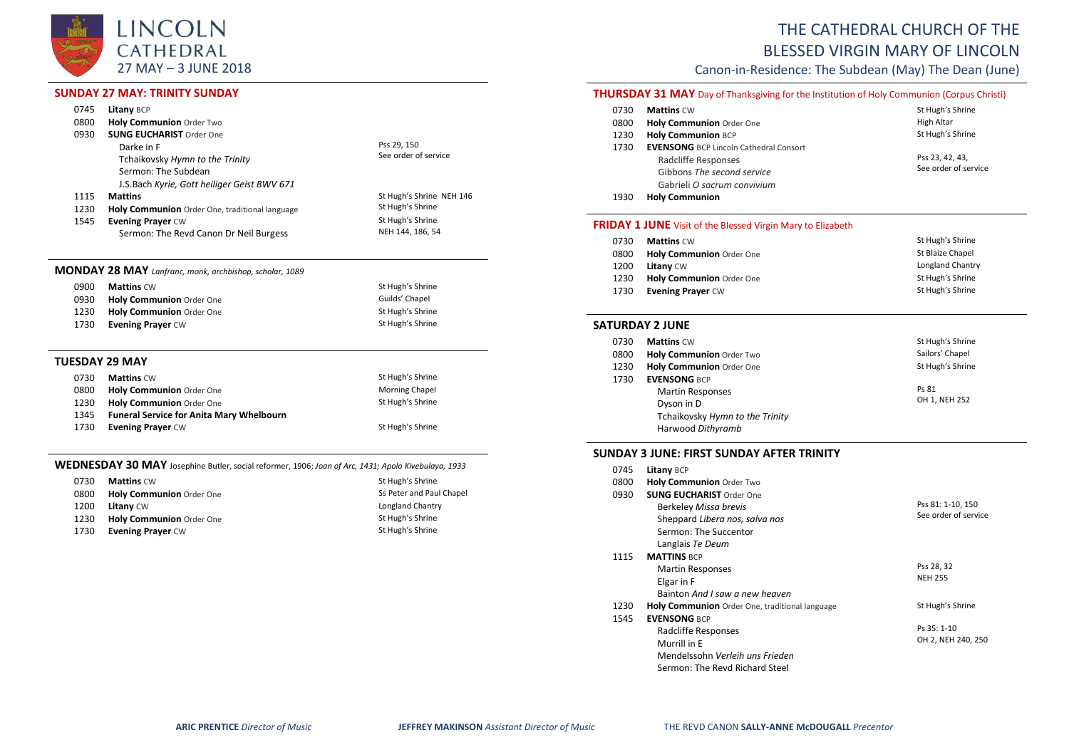# LINCOLN CATHEDRAL

27 MAY – 3 JUNE 2018

# THE CATHEDRAL CHURCH OF THE BLESSED VIRGIN MARY OF LINCOLN

Canon-in-Residence: The Subdean (May) The Dean (June)

## SUNDAY 27 MAY: TRINITY SUNDAY

| | | |
|---|---|---|
| 0745 | **Litany** BCP | |
| 0800 | **Holy Communion** Order Two | |
| 0930 | **SUNG EUCHARIST** Order One | |
| | Darke in F | Pss 29, 150 |
| | Tchaikovsky *Hymn to the Trinity* | See order of service |
| | Sermon: The Subdean | |
| | J.S.Bach *Kyrie, Gott heiliger Geist BWV 671* | |
| 1115 | **Mattins** | St Hugh's Shrine NEH 146 |
| 1230 | **Holy Communion** Order One, traditional language | St Hugh's Shrine |
| 1545 | **Evening Prayer** CW | St Hugh's Shrine |
| | Sermon: The Revd Canon Dr Neil Burgess | NEH 144, 186, 54 |

## MONDAY 28 MAY *Lanfranc, monk, archbishop, scholar, 1089*

| | | |
|---|---|---|
| 0900 | **Mattins** CW | St Hugh's Shrine |
| 0930 | **Holy Communion** Order One | Guilds' Chapel |
| 1230 | **Holy Communion** Order One | St Hugh's Shrine |
| 1730 | **Evening Prayer** CW | St Hugh's Shrine |

## TUESDAY 29 MAY

| | | |
|---|---|---|
| 0730 | **Mattins** CW | St Hugh's Shrine |
| 0800 | **Holy Communion** Order One | Morning Chapel |
| 1230 | **Holy Communion** Order One | St Hugh's Shrine |
| 1345 | **Funeral Service for Anita Mary Whelbourn** | |
| 1730 | **Evening Prayer** CW | St Hugh's Shrine |

## WEDNESDAY 30 MAY Josephine Butler, social reformer, 1906; *Joan of Arc, 1431; Apolo Kivebulaya, 1933*

| | | |
|---|---|---|
| 0730 | **Mattins** CW | St Hugh's Shrine |
| 0800 | **Holy Communion** Order One | Ss Peter and Paul Chapel |
| 1200 | **Litany** CW | Longland Chantry |
| 1230 | **Holy Communion** Order One | St Hugh's Shrine |
| 1730 | **Evening Prayer** CW | St Hugh's Shrine |

## THURSDAY 31 MAY Day of Thanksgiving for the Institution of Holy Communion (Corpus Christi)

| | | |
|---|---|---|
| 0730 | **Mattins** CW | St Hugh's Shrine |
| 0800 | **Holy Communion** Order One | High Altar |
| 1230 | **Holy Communion** BCP | St Hugh's Shrine |
| 1730 | **EVENSONG** BCP Lincoln Cathedral Consort | |
| | Radcliffe Responses | Pss 23, 42, 43, |
| | Gibbons *The second service* | See order of service |
| | Gabrieli *O sacrum convivium* | |
| 1930 | **Holy Communion** | |

## FRIDAY 1 JUNE Visit of the Blessed Virgin Mary to Elizabeth

| | | |
|---|---|---|
| 0730 | **Mattins** CW | St Hugh's Shrine |
| 0800 | **Holy Communion** Order One | St Blaize Chapel |
| 1200 | **Litany** CW | Longland Chantry |
| 1230 | **Holy Communion** Order One | St Hugh's Shrine |
| 1730 | **Evening Prayer** CW | St Hugh's Shrine |

## SATURDAY 2 JUNE

| | | |
|---|---|---|
| 0730 | **Mattins** CW | St Hugh's Shrine |
| 0800 | **Holy Communion** Order Two | Sailors' Chapel |
| 1230 | **Holy Communion** Order One | St Hugh's Shrine |
| 1730 | **EVENSONG** BCP | |
| | Martin Responses | Ps 81 |
| | Dyson in D | OH 1, NEH 252 |
| | Tchaikovsky *Hymn to the Trinity* | |
| | Harwood *Dithyramb* | |

## SUNDAY 3 JUNE: FIRST SUNDAY AFTER TRINITY

| | | |
|---|---|---|
| 0745 | **Litany** BCP | |
| 0800 | **Holy Communion** Order Two | |
| 0930 | **SUNG EUCHARIST** Order One | |
| | Berkeley *Missa brevis* | Pss 81: 1-10, 150 |
| | Sheppard *Libera nos, salva nos* | See order of service |
| | Sermon: The Succentor | |
| | Langlais *Te Deum* | |
| 1115 | **MATTINS** BCP | |
| | Martin Responses | Pss 28, 32 |
| | Elgar in F | NEH 255 |
| | Bainton *And I saw a new heaven* | |
| 1230 | **Holy Communion** Order One, traditional language | St Hugh's Shrine |
| 1545 | **EVENSONG** BCP | |
| | Radcliffe Responses | Ps 35: 1-10 |
| | Murrill in E | OH 2, NEH 240, 250 |
| | Mendelssohn *Verleih uns Frieden* | |
| | Sermon: The Revd Richard Steel | |

**ARIC PRENTICE** *Director of Music* **JEFFREY MAKINSON** *Assistant Director of Music* THE REVD CANON **SALLY-ANNE McDOUGALL** *Precentor*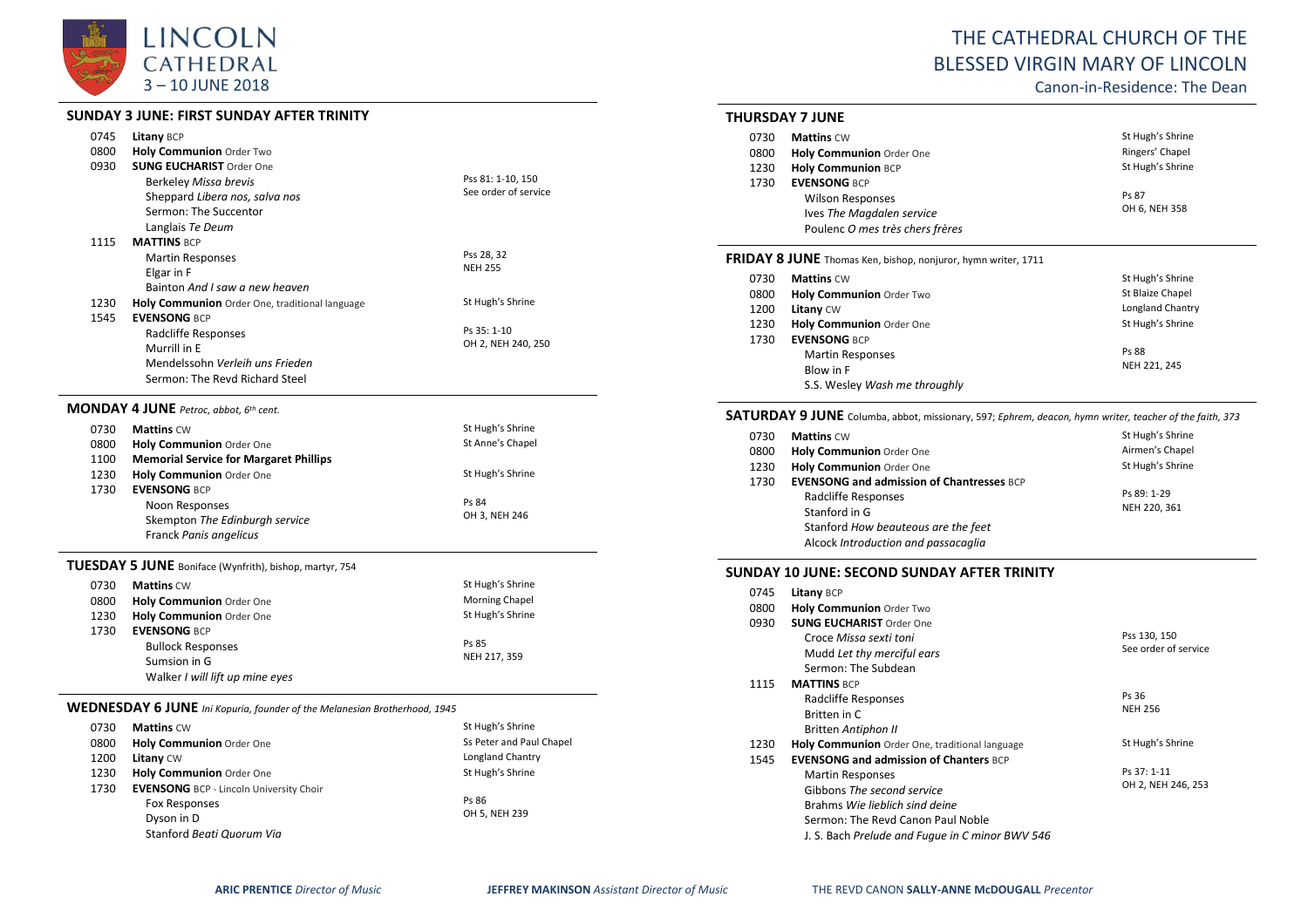# LINCOLN CATHEDRAL

3 – 10 JUNE 2018

# THE CATHEDRAL CHURCH OF THE BLESSED VIRGIN MARY OF LINCOLN

Canon-in-Residence: The Dean

## SUNDAY 3 JUNE: FIRST SUNDAY AFTER TRINITY

| | | |
|---|---|---|
| 0745 | **Litany** BCP | |
| 0800 | **Holy Communion** Order Two | |
| 0930 | **SUNG EUCHARIST** Order One | |
| | Berkeley *Missa brevis* | Pss 81: 1-10, 150 |
| | Sheppard *Libera nos, salva nos* | See order of service |
| | Sermon: The Succentor | |
| | Langlais *Te Deum* | |
| 1115 | **MATTINS** BCP | |
| | Martin Responses | Pss 28, 32 |
| | Elgar in F | NEH 255 |
| | Bainton *And I saw a new heaven* | |
| 1230 | **Holy Communion** Order One, traditional language | St Hugh's Shrine |
| 1545 | **EVENSONG** BCP | |
| | Radcliffe Responses | Ps 35: 1-10 |
| | Murrill in E | OH 2, NEH 240, 250 |
| | Mendelssohn *Verleih uns Frieden* | |
| | Sermon: The Revd Richard Steel | |

## MONDAY 4 JUNE *Petroc, abbot, 6th cent.*

| | | |
|---|---|---|
| 0730 | **Mattins** CW | St Hugh's Shrine |
| 0800 | **Holy Communion** Order One | St Anne's Chapel |
| 1100 | **Memorial Service for Margaret Phillips** | |
| 1230 | **Holy Communion** Order One | St Hugh's Shrine |
| 1730 | **EVENSONG** BCP | |
| | Noon Responses | Ps 84 |
| | Skempton *The Edinburgh service* | OH 3, NEH 246 |
| | Franck *Panis angelicus* | |

## TUESDAY 5 JUNE Boniface (Wynfrith), bishop, martyr, 754

| | | |
|---|---|---|
| 0730 | **Mattins** CW | St Hugh's Shrine |
| 0800 | **Holy Communion** Order One | Morning Chapel |
| 1230 | **Holy Communion** Order One | St Hugh's Shrine |
| 1730 | **EVENSONG** BCP | |
| | Bullock Responses | Ps 85 |
| | Sumsion in G | NEH 217, 359 |
| | Walker *I will lift up mine eyes* | |

## WEDNESDAY 6 JUNE *Ini Kopuria, founder of the Melanesian Brotherhood, 1945*

| | | |
|---|---|---|
| 0730 | **Mattins** CW | St Hugh's Shrine |
| 0800 | **Holy Communion** Order One | Ss Peter and Paul Chapel |
| 1200 | **Litany** CW | Longland Chantry |
| 1230 | **Holy Communion** Order One | St Hugh's Shrine |
| 1730 | **EVENSONG** BCP - Lincoln University Choir | |
| | Fox Responses | Ps 86 |
| | Dyson in D | OH 5, NEH 239 |
| | Stanford *Beati Quorum Via* | |

## THURSDAY 7 JUNE

| | | |
|---|---|---|
| 0730 | **Mattins** CW | St Hugh's Shrine |
| 0800 | **Holy Communion** Order One | Ringers' Chapel |
| 1230 | **Holy Communion** BCP | St Hugh's Shrine |
| 1730 | **EVENSONG** BCP | |
| | Wilson Responses | Ps 87 |
| | Ives *The Magdalen service* | OH 6, NEH 358 |
| | Poulenc *O mes très chers frères* | |

## FRIDAY 8 JUNE Thomas Ken, bishop, nonjuror, hymn writer, 1711

| | | |
|---|---|---|
| 0730 | **Mattins** CW | St Hugh's Shrine |
| 0800 | **Holy Communion** Order Two | St Blaize Chapel |
| 1200 | **Litany** CW | Longland Chantry |
| 1230 | **Holy Communion** Order One | St Hugh's Shrine |
| 1730 | **EVENSONG** BCP | |
| | Martin Responses | Ps 88 |
| | Blow in F | NEH 221, 245 |
| | S.S. Wesley *Wash me throughly* | |

## SATURDAY 9 JUNE Columba, abbot, missionary, 597; *Ephrem, deacon, hymn writer, teacher of the faith, 373*

| | | |
|---|---|---|
| 0730 | **Mattins** CW | St Hugh's Shrine |
| 0800 | **Holy Communion** Order One | Airmen's Chapel |
| 1230 | **Holy Communion** Order One | St Hugh's Shrine |
| 1730 | **EVENSONG and admission of Chantresses** BCP | |
| | Radcliffe Responses | Ps 89: 1-29 |
| | Stanford in G | NEH 220, 361 |
| | Stanford *How beauteous are the feet* | |
| | Alcock *Introduction and passacaglia* | |

## SUNDAY 10 JUNE: SECOND SUNDAY AFTER TRINITY

| | | |
|---|---|---|
| 0745 | **Litany** BCP | |
| 0800 | **Holy Communion** Order Two | |
| 0930 | **SUNG EUCHARIST** Order One | |
| | Croce *Missa sexti toni* | Pss 130, 150 |
| | Mudd *Let thy merciful ears* | See order of service |
| | Sermon: The Subdean | |
| 1115 | **MATTINS** BCP | |
| | Radcliffe Responses | Ps 36 |
| | Britten in C | NEH 256 |
| | Britten *Antiphon II* | |
| 1230 | **Holy Communion** Order One, traditional language | St Hugh's Shrine |
| 1545 | **EVENSONG and admission of Chanters** BCP | |
| | Martin Responses | Ps 37: 1-11 |
| | Gibbons *The second service* | OH 2, NEH 246, 253 |
| | Brahms *Wie lieblich sind deine* | |
| | Sermon: The Revd Canon Paul Noble | |
| | J. S. Bach *Prelude and Fugue in C minor BWV 546* | |

**ARIC PRENTICE** *Director of Music* **JEFFREY MAKINSON** *Assistant Director of Music* THE REVD CANON **SALLY-ANNE McDOUGALL** *Precentor*